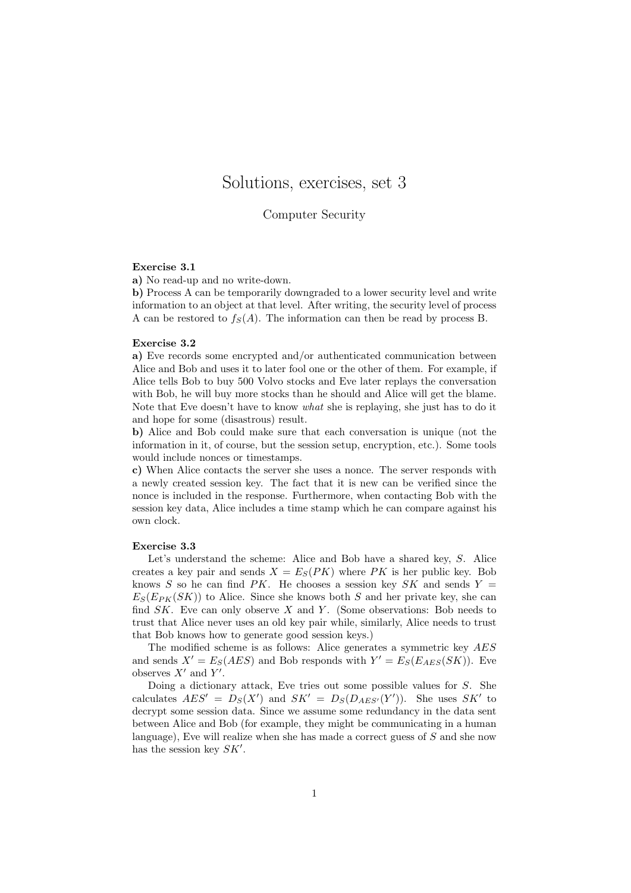# Solutions, exercises, set 3

Computer Security

**Exercise 3.1**

**a)** No read-up and no write-down.

**b)** Process A can be temporarily downgraded to a lower security level and write information to an object at that level. After writing, the security level of process A can be restored to $f_S(A)$. The information can then be read by process B.

**Exercise 3.2**

**a)** Eve records some encrypted and/or authenticated communication between Alice and Bob and uses it to later fool one or the other of them. For example, if Alice tells Bob to buy 500 Volvo stocks and Eve later replays the conversation with Bob, he will buy more stocks than he should and Alice will get the blame. Note that Eve doesn't have to know *what* she is replaying, she just has to do it and hope for some (disastrous) result.

**b)** Alice and Bob could make sure that each conversation is unique (not the information in it, of course, but the session setup, encryption, etc.). Some tools would include nonces or timestamps.

**c)** When Alice contacts the server she uses a nonce. The server responds with a newly created session key. The fact that it is new can be verified since the nonce is included in the response. Furthermore, when contacting Bob with the session key data, Alice includes a time stamp which he can compare against his own clock.

**Exercise 3.3**

Let's understand the scheme: Alice and Bob have a shared key, $S$. Alice creates a key pair and sends $X = E_S(PK)$ where $PK$ is her public key. Bob knows $S$ so he can find $PK$. He chooses a session key $SK$ and sends $Y = E_S(E_{PK}(SK))$ to Alice. Since she knows both $S$ and her private key, she can find $SK$. Eve can only observe $X$ and $Y$. (Some observations: Bob needs to trust that Alice never uses an old key pair while, similarly, Alice needs to trust that Bob knows how to generate good session keys.)

The modified scheme is as follows: Alice generates a symmetric key $AES$ and sends $X' = E_S(AES)$ and Bob responds with $Y' = E_S(E_{AES}(SK))$. Eve observes $X'$ and $Y'$.

Doing a dictionary attack, Eve tries out some possible values for $S$. She calculates $AES' = D_S(X')$ and $SK' = D_S(D_{AES'}(Y'))$. She uses $SK'$ to decrypt some session data. Since we assume some redundancy in the data sent between Alice and Bob (for example, they might be communicating in a human language), Eve will realize when she has made a correct guess of $S$ and she now has the session key $SK'$.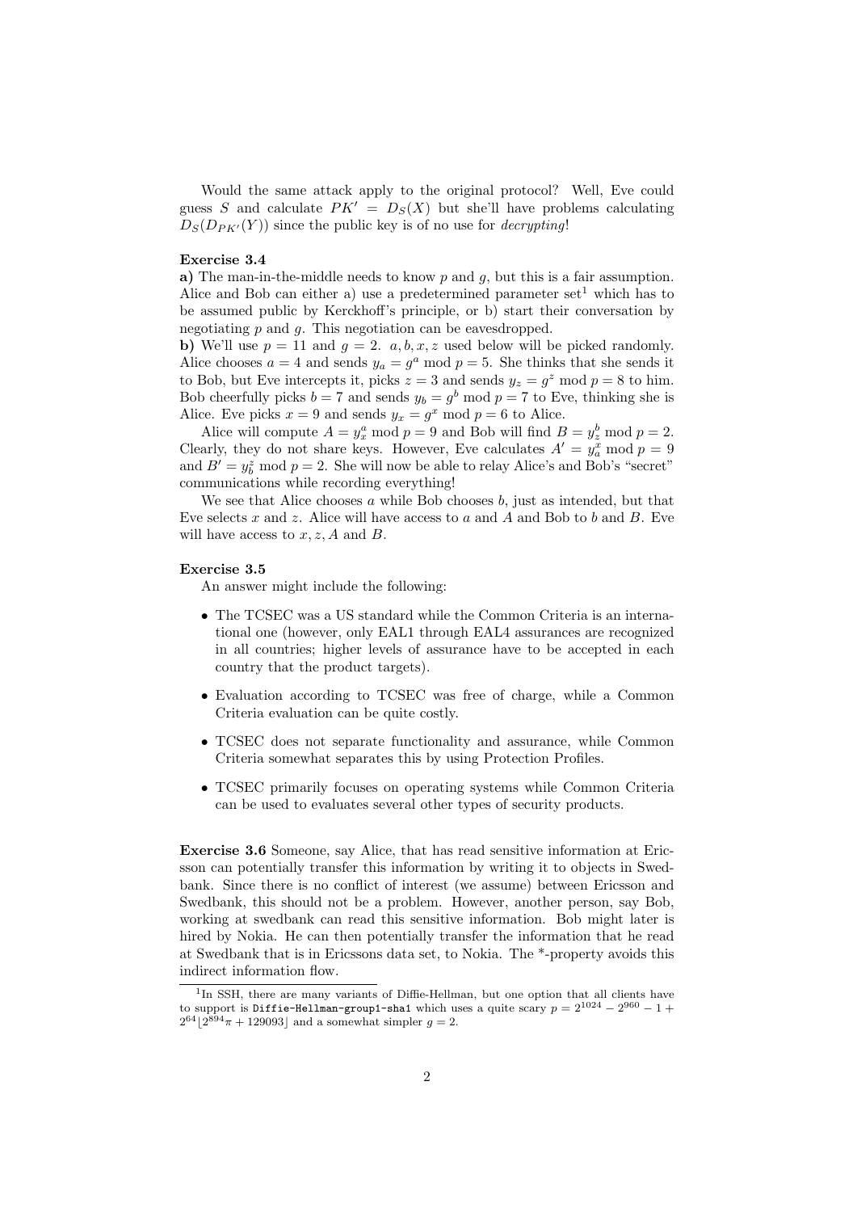Would the same attack apply to the original protocol? Well, Eve could guess $S$ and calculate $PK' = D_S(X)$ but she'll have problems calculating $D_S(D_{PK'}(Y))$ since the public key is of no use for *decrypting*!

**Exercise 3.4**

**a)** The man-in-the-middle needs to know $p$ and $g$, but this is a fair assumption. Alice and Bob can either a) use a predetermined parameter set[1] which has to be assumed public by Kerckhoff's principle, or b) start their conversation by negotiating $p$ and $g$. This negotiation can be eavesdropped.

**b)** We'll use $p = 11$ and $g = 2$. $a, b, x, z$ used below will be picked randomly. Alice chooses $a = 4$ and sends $y_a = g^a \bmod p = 5$. She thinks that she sends it to Bob, but Eve intercepts it, picks $z = 3$ and sends $y_z = g^z \bmod p = 8$ to him. Bob cheerfully picks $b = 7$ and sends $y_b = g^b \bmod p = 7$ to Eve, thinking she is Alice. Eve picks $x = 9$ and sends $y_x = g^x \bmod p = 6$ to Alice.

Alice will compute $A = y_x^a \bmod p = 9$ and Bob will find $B = y_z^b \bmod p = 2$. Clearly, they do not share keys. However, Eve calculates $A' = y_a^x \bmod p = 9$ and $B' = y_b^z \bmod p = 2$. She will now be able to relay Alice's and Bob's "secret" communications while recording everything!

We see that Alice chooses $a$ while Bob chooses $b$, just as intended, but that Eve selects $x$ and $z$. Alice will have access to $a$ and $A$ and Bob to $b$ and $B$. Eve will have access to $x, z, A$ and $B$.

**Exercise 3.5**

An answer might include the following:

- The TCSEC was a US standard while the Common Criteria is an international one (however, only EAL1 through EAL4 assurances are recognized in all countries; higher levels of assurance have to be accepted in each country that the product targets).
- Evaluation according to TCSEC was free of charge, while a Common Criteria evaluation can be quite costly.
- TCSEC does not separate functionality and assurance, while Common Criteria somewhat separates this by using Protection Profiles.
- TCSEC primarily focuses on operating systems while Common Criteria can be used to evaluates several other types of security products.

**Exercise 3.6** Someone, say Alice, that has read sensitive information at Ericsson can potentially transfer this information by writing it to objects in Swedbank. Since there is no conflict of interest (we assume) between Ericsson and Swedbank, this should not be a problem. However, another person, say Bob, working at swedbank can read this sensitive information. Bob might later is hired by Nokia. He can then potentially transfer the information that he read at Swedbank that is in Ericssons data set, to Nokia. The *-property avoids this indirect information flow.

[1] In SSH, there are many variants of Diffie-Hellman, but one option that all clients have to support is `Diffie-Hellman-group1-sha1` which uses a quite scary $p = 2^{1024} - 2^{960} - 1 + 2^{64}\lfloor 2^{894}\pi + 129093 \rfloor$ and a somewhat simpler $g = 2$.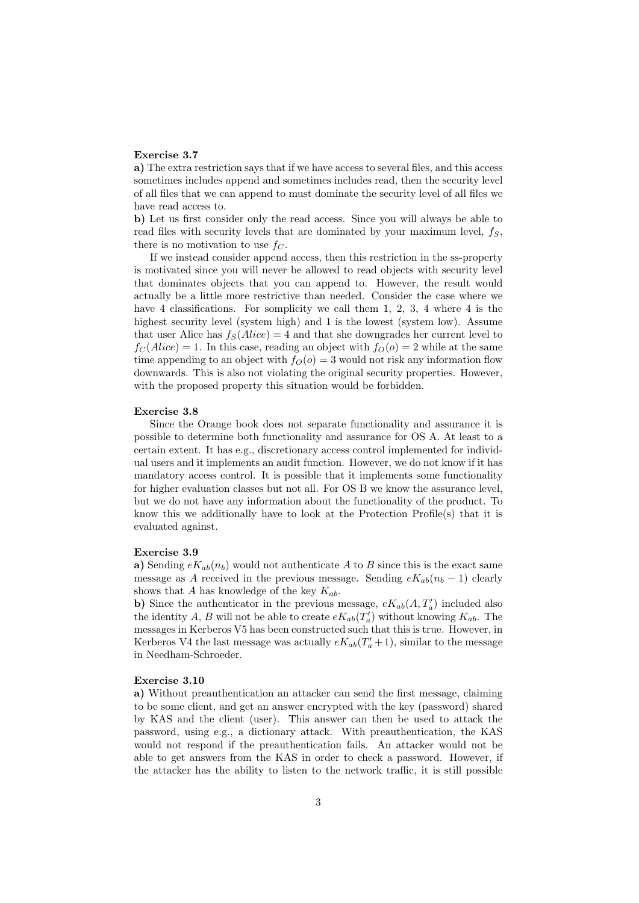**Exercise 3.7**

**a)** The extra restriction says that if we have access to several files, and this access sometimes includes append and sometimes includes read, then the security level of all files that we can append to must dominate the security level of all files we have read access to.

**b)** Let us first consider only the read access. Since you will always be able to read files with security levels that are dominated by your maximum level, $f_S$, there is no motivation to use $f_C$.

If we instead consider append access, then this restriction in the ss-property is motivated since you will never be allowed to read objects with security level that dominates objects that you can append to. However, the result would actually be a little more restrictive than needed. Consider the case where we have 4 classifications. For somplicity we call them 1, 2, 3, 4 where 4 is the highest security level (system high) and 1 is the lowest (system low). Assume that user Alice has $f_S(Alice) = 4$ and that she downgrades her current level to $f_C(Alice) = 1$. In this case, reading an object with $f_O(o) = 2$ while at the same time appending to an object with $f_O(o) = 3$ would not risk any information flow downwards. This is also not violating the original security properties. However, with the proposed property this situation would be forbidden.

**Exercise 3.8**

Since the Orange book does not separate functionality and assurance it is possible to determine both functionality and assurance for OS A. At least to a certain extent. It has e.g., discretionary access control implemented for individual users and it implements an audit function. However, we do not know if it has mandatory access control. It is possible that it implements some functionality for higher evaluation classes but not all. For OS B we know the assurance level, but we do not have any information about the functionality of the product. To know this we additionally have to look at the Protection Profile(s) that it is evaluated against.

**Exercise 3.9**

**a)** Sending $eK_{ab}(n_b)$ would not authenticate $A$ to $B$ since this is the exact same message as $A$ received in the previous message. Sending $eK_{ab}(n_b - 1)$ clearly shows that $A$ has knowledge of the key $K_{ab}$.

**b)** Since the authenticator in the previous message, $eK_{ab}(A, T_a')$ included also the identity $A$, $B$ will not be able to create $eK_{ab}(T_a')$ without knowing $K_{ab}$. The messages in Kerberos V5 has been constructed such that this is true. However, in Kerberos V4 the last message was actually $eK_{ab}(T_a' + 1)$, similar to the message in Needham-Schroeder.

**Exercise 3.10**

**a)** Without preauthentication an attacker can send the first message, claiming to be some client, and get an answer encrypted with the key (password) shared by KAS and the client (user). This answer can then be used to attack the password, using e.g., a dictionary attack. With preauthentication, the KAS would not respond if the preauthentication fails. An attacker would not be able to get answers from the KAS in order to check a password. However, if the attacker has the ability to listen to the network traffic, it is still possible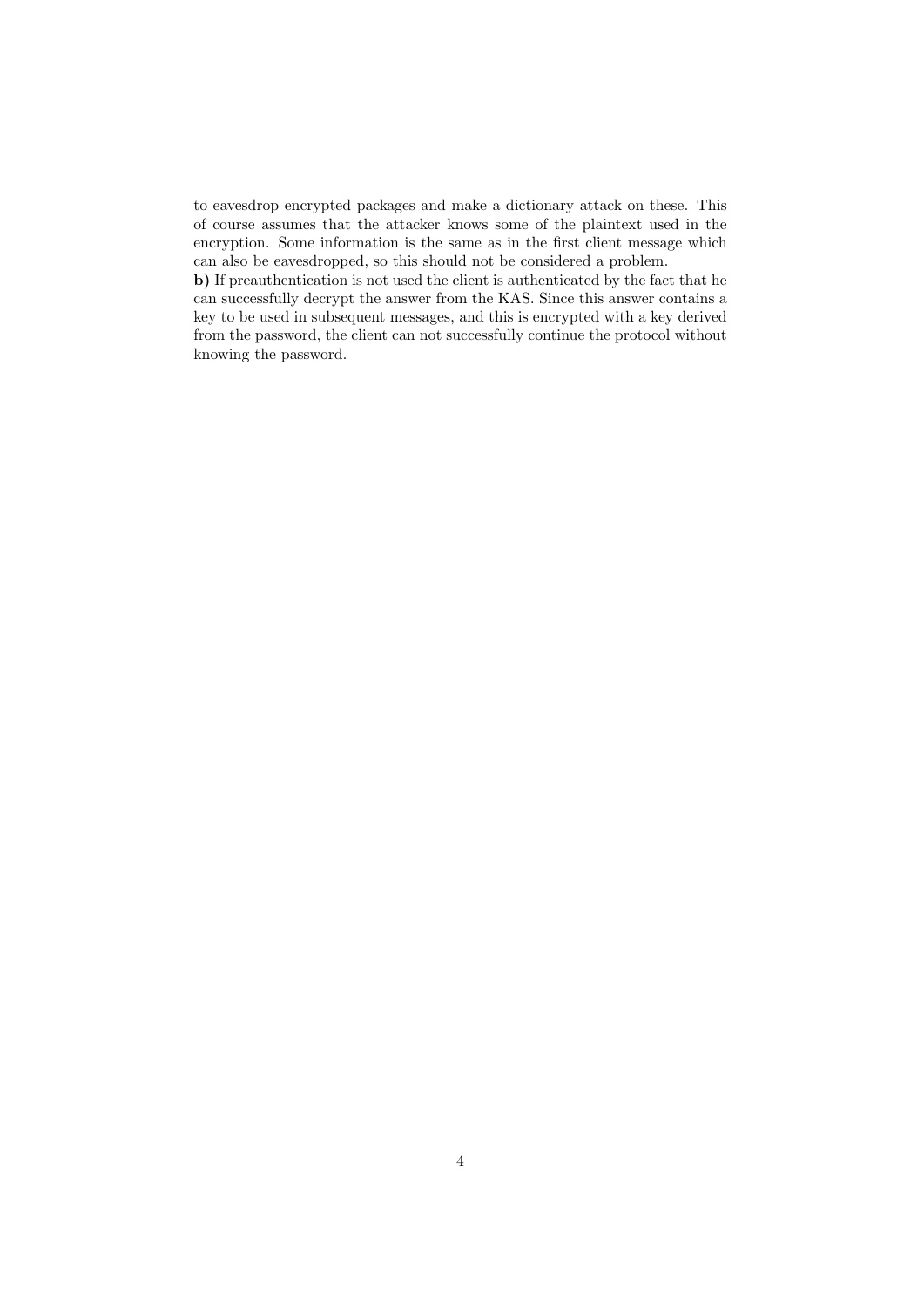to eavesdrop encrypted packages and make a dictionary attack on these. This of course assumes that the attacker knows some of the plaintext used in the encryption. Some information is the same as in the first client message which can also be eavesdropped, so this should not be considered a problem.

**b)** If preauthentication is not used the client is authenticated by the fact that he can successfully decrypt the answer from the KAS. Since this answer contains a key to be used in subsequent messages, and this is encrypted with a key derived from the password, the client can not successfully continue the protocol without knowing the password.